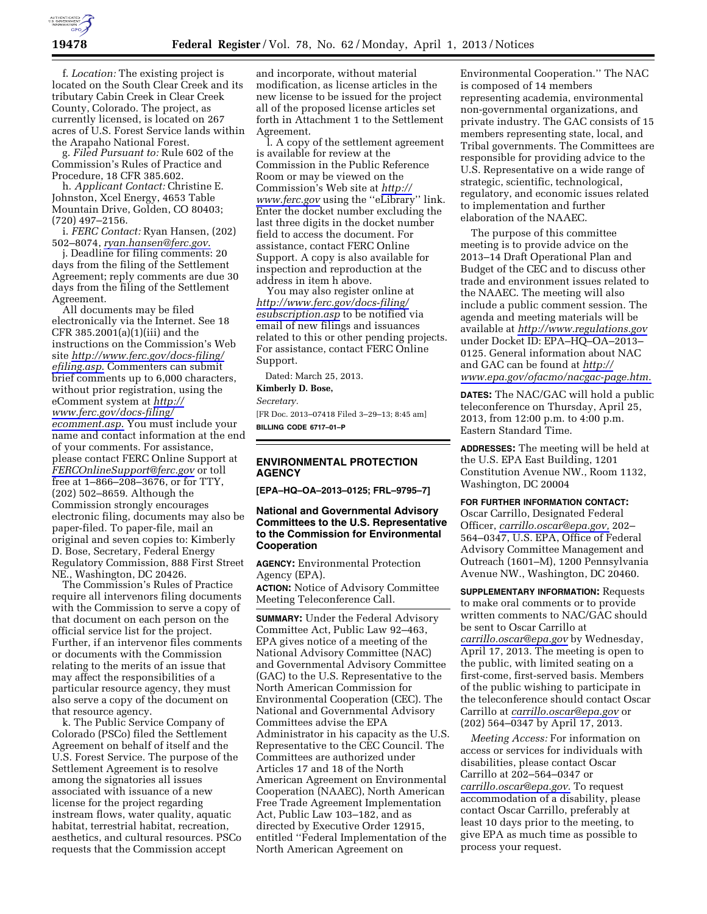f. *Location:* The existing project is located on the South Clear Creek and its tributary Cabin Creek in Clear Creek County, Colorado. The project, as currently licensed, is located on 267 acres of U.S. Forest Service lands within the Arapaho National Forest.

g. *Filed Pursuant to:* Rule 602 of the Commission's Rules of Practice and Procedure, 18 CFR 385.602.

h. *Applicant Contact:* Christine E. Johnston, Xcel Energy, 4653 Table Mountain Drive, Golden, CO 80403; (720) 497–2156.

i. *FERC Contact:* Ryan Hansen, (202) 502–8074, *ryan.hansen@ferc.gov.*

j. Deadline for filing comments: 20 days from the filing of the Settlement Agreement; reply comments are due 30 days from the filing of the Settlement Agreement.

All documents may be filed electronically via the Internet. See 18 CFR 385.2001(a)(1)(iii) and the instructions on the Commission's Web site *http://www.ferc.gov/docs-filing/efiling.asp.* Commenters can submit brief comments up to 6,000 characters, without prior registration, using the eComment system at *http://www.ferc.gov/docs-filing/ecomment.asp.* You must include your name and contact information at the end of your comments. For assistance, please contact FERC Online Support at *FERCOnlineSupport@ferc.gov* or toll free at 1–866–208–3676, or for TTY, (202) 502–8659. Although the Commission strongly encourages electronic filing, documents may also be paper-filed. To paper-file, mail an original and seven copies to: Kimberly D. Bose, Secretary, Federal Energy Regulatory Commission, 888 First Street NE., Washington, DC 20426.

The Commission's Rules of Practice require all intervenors filing documents with the Commission to serve a copy of that document on each person on the official service list for the project. Further, if an intervenor files comments or documents with the Commission relating to the merits of an issue that may affect the responsibilities of a particular resource agency, they must also serve a copy of the document on that resource agency.

k. The Public Service Company of Colorado (PSCo) filed the Settlement Agreement on behalf of itself and the U.S. Forest Service. The purpose of the Settlement Agreement is to resolve among the signatories all issues associated with issuance of a new license for the project regarding instream flows, water quality, aquatic habitat, terrestrial habitat, recreation, aesthetics, and cultural resources. PSCo requests that the Commission accept and incorporate, without material modification, as license articles in the new license to be issued for the project all of the proposed license articles set forth in Attachment 1 to the Settlement Agreement.

l. A copy of the settlement agreement is available for review at the Commission in the Public Reference Room or may be viewed on the Commission's Web site at *http://www.ferc.gov* using the ''eLibrary'' link. Enter the docket number excluding the last three digits in the docket number field to access the document. For assistance, contact FERC Online Support. A copy is also available for inspection and reproduction at the address in item h above.

You may also register online at *http://www.ferc.gov/docs-filing/esubscription.asp* to be notified via email of new filings and issuances related to this or other pending projects. For assistance, contact FERC Online Support.

Dated: March 25, 2013.

**Kimberly D. Bose,**

*Secretary.*

[FR Doc. 2013–07418 Filed 3–29–13; 8:45 am]

**BILLING CODE 6717–01–P**

## ENVIRONMENTAL PROTECTION AGENCY

**[EPA–HQ–OA–2013–0125; FRL–9795–7]**

### National and Governmental Advisory Committees to the U.S. Representative to the Commission for Environmental Cooperation

**AGENCY:** Environmental Protection Agency (EPA).

**ACTION:** Notice of Advisory Committee Meeting Teleconference Call.

**SUMMARY:** Under the Federal Advisory Committee Act, Public Law 92–463, EPA gives notice of a meeting of the National Advisory Committee (NAC) and Governmental Advisory Committee (GAC) to the U.S. Representative to the North American Commission for Environmental Cooperation (CEC). The National and Governmental Advisory Committees advise the EPA Administrator in his capacity as the U.S. Representative to the CEC Council. The Committees are authorized under Articles 17 and 18 of the North American Agreement on Environmental Cooperation (NAAEC), North American Free Trade Agreement Implementation Act, Public Law 103–182, and as directed by Executive Order 12915, entitled ''Federal Implementation of the North American Agreement on Environmental Cooperation.'' The NAC is composed of 14 members representing academia, environmental non-governmental organizations, and private industry. The GAC consists of 15 members representing state, local, and Tribal governments. The Committees are responsible for providing advice to the U.S. Representative on a wide range of strategic, scientific, technological, regulatory, and economic issues related to implementation and further elaboration of the NAAEC.

The purpose of this committee meeting is to provide advice on the 2013–14 Draft Operational Plan and Budget of the CEC and to discuss other trade and environment issues related to the NAAEC. The meeting will also include a public comment session. The agenda and meeting materials will be available at *http://www.regulations.gov* under Docket ID: EPA–HQ–OA–2013–0125. General information about NAC and GAC can be found at *http://www.epa.gov/ofacmo/nacgac-page.htm.*

**DATES:** The NAC/GAC will hold a public teleconference on Thursday, April 25, 2013, from 12:00 p.m. to 4:00 p.m. Eastern Standard Time.

**ADDRESSES:** The meeting will be held at the U.S. EPA East Building, 1201 Constitution Avenue NW., Room 1132, Washington, DC 20004

**FOR FURTHER INFORMATION CONTACT:** Oscar Carrillo, Designated Federal Officer, *carrillo.oscar@epa.gov,* 202–564–0347, U.S. EPA, Office of Federal Advisory Committee Management and Outreach (1601–M), 1200 Pennsylvania Avenue NW., Washington, DC 20460.

**SUPPLEMENTARY INFORMATION:** Requests to make oral comments or to provide written comments to NAC/GAC should be sent to Oscar Carrillo at *carrillo.oscar@epa.gov* by Wednesday, April 17, 2013. The meeting is open to the public, with limited seating on a first-come, first-served basis. Members of the public wishing to participate in the teleconference should contact Oscar Carrillo at *carrillo.oscar@epa.gov* or (202) 564–0347 by April 17, 2013.

*Meeting Access:* For information on access or services for individuals with disabilities, please contact Oscar Carrillo at 202–564–0347 or *carrillo.oscar@epa.gov.* To request accommodation of a disability, please contact Oscar Carrillo, preferably at least 10 days prior to the meeting, to give EPA as much time as possible to process your request.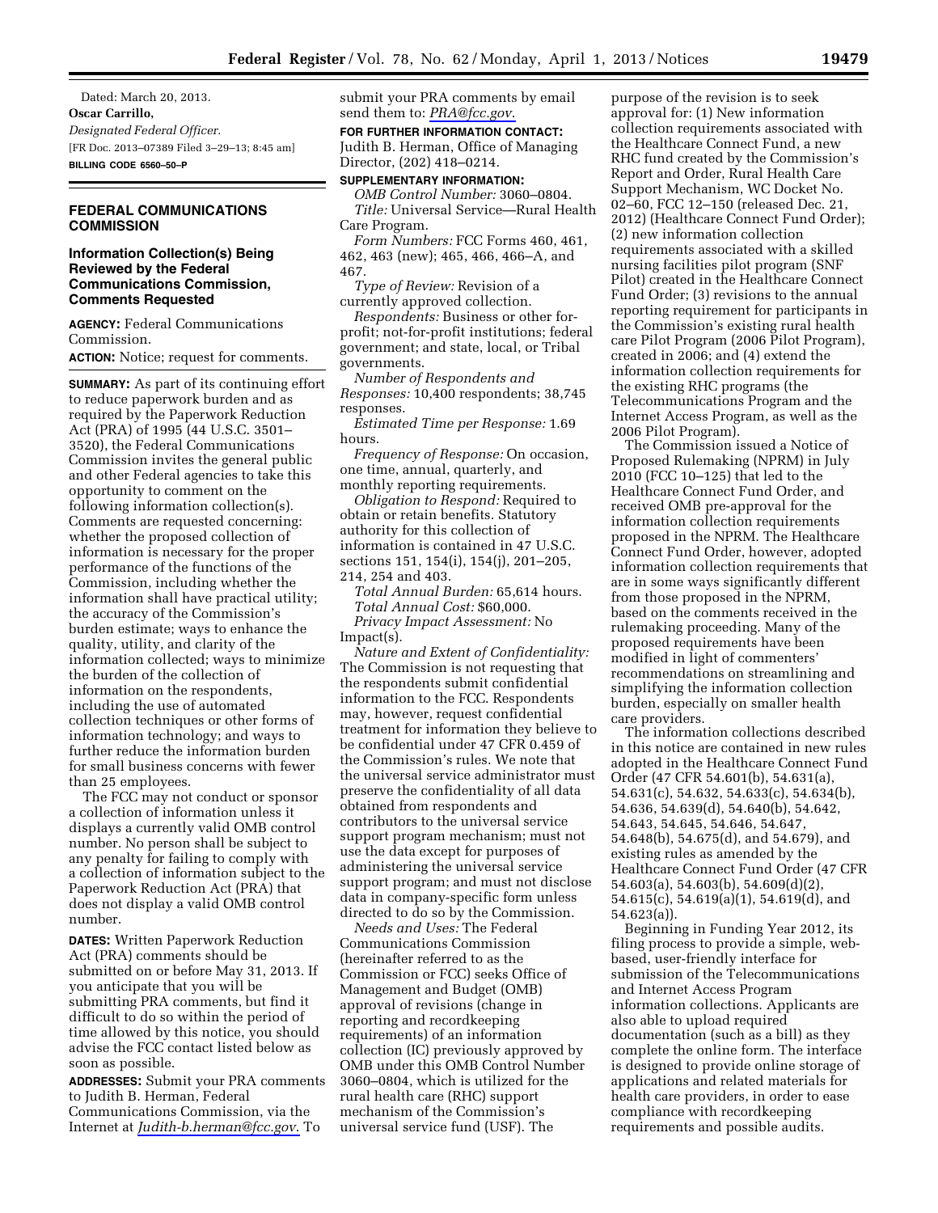Dated: March 20, 2013.

**Oscar Carrillo,**

*Designated Federal Officer.*

[FR Doc. 2013–07389 Filed 3–29–13; 8:45 am]

**BILLING CODE 6560–50–P**

## FEDERAL COMMUNICATIONS COMMISSION

### Information Collection(s) Being Reviewed by the Federal Communications Commission, Comments Requested

**AGENCY:** Federal Communications Commission.

**ACTION:** Notice; request for comments.

**SUMMARY:** As part of its continuing effort to reduce paperwork burden and as required by the Paperwork Reduction Act (PRA) of 1995 (44 U.S.C. 3501–3520), the Federal Communications Commission invites the general public and other Federal agencies to take this opportunity to comment on the following information collection(s). Comments are requested concerning: whether the proposed collection of information is necessary for the proper performance of the functions of the Commission, including whether the information shall have practical utility; the accuracy of the Commission's burden estimate; ways to enhance the quality, utility, and clarity of the information collected; ways to minimize the burden of the collection of information on the respondents, including the use of automated collection techniques or other forms of information technology; and ways to further reduce the information burden for small business concerns with fewer than 25 employees.

The FCC may not conduct or sponsor a collection of information unless it displays a currently valid OMB control number. No person shall be subject to any penalty for failing to comply with a collection of information subject to the Paperwork Reduction Act (PRA) that does not display a valid OMB control number.

**DATES:** Written Paperwork Reduction Act (PRA) comments should be submitted on or before May 31, 2013. If you anticipate that you will be submitting PRA comments, but find it difficult to do so within the period of time allowed by this notice, you should advise the FCC contact listed below as soon as possible.

**ADDRESSES:** Submit your PRA comments to Judith B. Herman, Federal Communications Commission, via the Internet at *Judith-b.herman@fcc.gov*. To submit your PRA comments by email send them to: *PRA@fcc.gov*.

**FOR FURTHER INFORMATION CONTACT:** Judith B. Herman, Office of Managing Director, (202) 418–0214.

**SUPPLEMENTARY INFORMATION:**

*OMB Control Number:* 3060–0804.

*Title:* Universal Service—Rural Health Care Program.

*Form Numbers:* FCC Forms 460, 461, 462, 463 (new); 465, 466, 466–A, and 467.

*Type of Review:* Revision of a currently approved collection.

*Respondents:* Business or other for-profit; not-for-profit institutions; federal government; and state, local, or Tribal governments.

*Number of Respondents and Responses:* 10,400 respondents; 38,745 responses.

*Estimated Time per Response:* 1.69 hours.

*Frequency of Response:* On occasion, one time, annual, quarterly, and monthly reporting requirements.

*Obligation to Respond:* Required to obtain or retain benefits. Statutory authority for this collection of information is contained in 47 U.S.C. sections 151, 154(i), 154(j), 201–205, 214, 254 and 403.

*Total Annual Burden:* 65,614 hours.

*Total Annual Cost:* $60,000.

*Privacy Impact Assessment:* No Impact(s).

*Nature and Extent of Confidentiality:* The Commission is not requesting that the respondents submit confidential information to the FCC. Respondents may, however, request confidential treatment for information they believe to be confidential under 47 CFR 0.459 of the Commission's rules. We note that the universal service administrator must preserve the confidentiality of all data obtained from respondents and contributors to the universal service support program mechanism; must not use the data except for purposes of administering the universal service support program; and must not disclose data in company-specific form unless directed to do so by the Commission.

*Needs and Uses:* The Federal Communications Commission (hereinafter referred to as the Commission or FCC) seeks Office of Management and Budget (OMB) approval of revisions (change in reporting and recordkeeping requirements) of an information collection (IC) previously approved by OMB under this OMB Control Number 3060–0804, which is utilized for the rural health care (RHC) support mechanism of the Commission's universal service fund (USF). The purpose of the revision is to seek approval for: (1) New information collection requirements associated with the Healthcare Connect Fund, a new RHC fund created by the Commission's Report and Order, Rural Health Care Support Mechanism, WC Docket No. 02–60, FCC 12–150 (released Dec. 21, 2012) (Healthcare Connect Fund Order); (2) new information collection requirements associated with a skilled nursing facilities pilot program (SNF Pilot) created in the Healthcare Connect Fund Order; (3) revisions to the annual reporting requirement for participants in the Commission's existing rural health care Pilot Program (2006 Pilot Program), created in 2006; and (4) extend the information collection requirements for the existing RHC programs (the Telecommunications Program and the Internet Access Program, as well as the 2006 Pilot Program).

The Commission issued a Notice of Proposed Rulemaking (NPRM) in July 2010 (FCC 10–125) that led to the Healthcare Connect Fund Order, and received OMB pre-approval for the information collection requirements proposed in the NPRM. The Healthcare Connect Fund Order, however, adopted information collection requirements that are in some ways significantly different from those proposed in the NPRM, based on the comments received in the rulemaking proceeding. Many of the proposed requirements have been modified in light of commenters' recommendations on streamlining and simplifying the information collection burden, especially on smaller health care providers.

The information collections described in this notice are contained in new rules adopted in the Healthcare Connect Fund Order (47 CFR 54.601(b), 54.631(a), 54.631(c), 54.632, 54.633(c), 54.634(b), 54.636, 54.639(d), 54.640(b), 54.642, 54.643, 54.645, 54.646, 54.647, 54.648(b), 54.675(d), and 54.679), and existing rules as amended by the Healthcare Connect Fund Order (47 CFR 54.603(a), 54.603(b), 54.609(d)(2), 54.615(c), 54.619(a)(1), 54.619(d), and 54.623(a)).

Beginning in Funding Year 2012, its filing process to provide a simple, web-based, user-friendly interface for submission of the Telecommunications and Internet Access Program information collections. Applicants are also able to upload required documentation (such as a bill) as they complete the online form. The interface is designed to provide online storage of applications and related materials for health care providers, in order to ease compliance with recordkeeping requirements and possible audits.